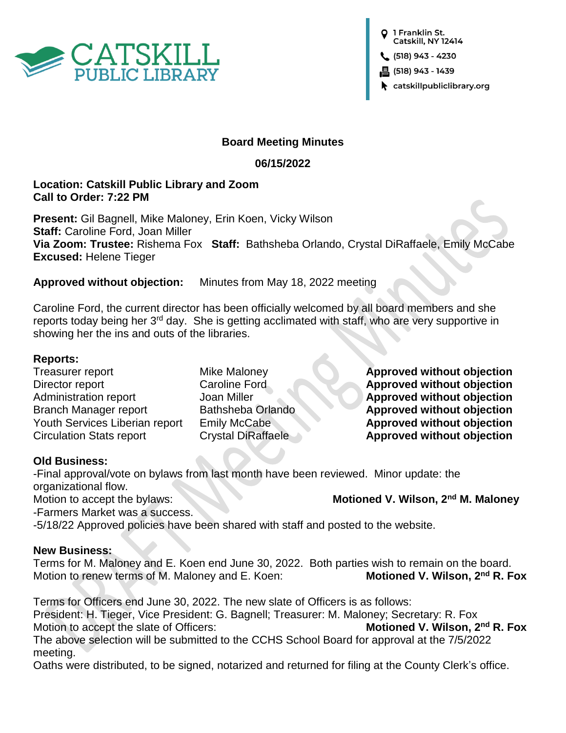CATSKILL PUBLIC LIBRARY

1 Franklin St.
Catskill, NY 12414
(518) 943 - 4230
(518) 943 - 1439
catskillpubliclibrary.org

**Board Meeting Minutes**

**06/15/2022**

**Location: Catskill Public Library and Zoom**
**Call to Order: 7:22 PM**

**Present:** Gil Bagnell, Mike Maloney, Erin Koen, Vicky Wilson
**Staff:** Caroline Ford, Joan Miller
**Via Zoom: Trustee:** Rishema Fox **Staff:** Bathsheba Orlando, Crystal DiRaffaele, Emily McCabe
**Excused:** Helene Tieger

**Approved without objection:** Minutes from May 18, 2022 meeting

Caroline Ford, the current director has been officially welcomed by all board members and she reports today being her 3rd day. She is getting acclimated with staff, who are very supportive in showing her the ins and outs of the libraries.

**Reports:**

| | | |
|---|---|---|
| Treasurer report | Mike Maloney | **Approved without objection** |
| Director report | Caroline Ford | **Approved without objection** |
| Administration report | Joan Miller | **Approved without objection** |
| Branch Manager report | Bathsheba Orlando | **Approved without objection** |
| Youth Services Liberian report | Emily McCabe | **Approved without objection** |
| Circulation Stats report | Crystal DiRaffaele | **Approved without objection** |

**Old Business:**

-Final approval/vote on bylaws from last month have been reviewed. Minor update: the organizational flow.
Motion to accept the bylaws: **Motioned V. Wilson, 2nd M. Maloney**
-Farmers Market was a success.
-5/18/22 Approved policies have been shared with staff and posted to the website.

**New Business:**

Terms for M. Maloney and E. Koen end June 30, 2022. Both parties wish to remain on the board.
Motion to renew terms of M. Maloney and E. Koen: **Motioned V. Wilson, 2nd R. Fox**

Terms for Officers end June 30, 2022. The new slate of Officers is as follows:
President: H. Tieger, Vice President: G. Bagnell; Treasurer: M. Maloney; Secretary: R. Fox
Motion to accept the slate of Officers: **Motioned V. Wilson, 2nd R. Fox**
The above selection will be submitted to the CCHS School Board for approval at the 7/5/2022 meeting.
Oaths were distributed, to be signed, notarized and returned for filing at the County Clerk's office.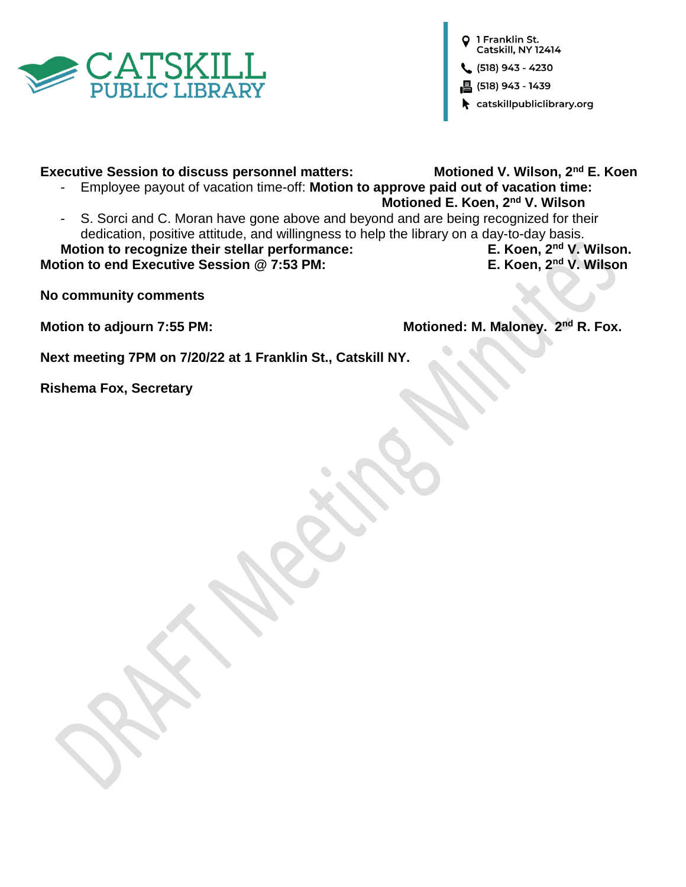**Executive Session to discuss personnel matters:** **Motioned V. Wilson, 2nd E. Koen**

- Employee payout of vacation time-off: **Motion to approve paid out of vacation time:** **Motioned E. Koen, 2nd V. Wilson**
- S. Sorci and C. Moran have gone above and beyond and are being recognized for their dedication, positive attitude, and willingness to help the library on a day-to-day basis.

**Motion to recognize their stellar performance:** **E. Koen, 2nd V. Wilson.**

**Motion to end Executive Session @ 7:53 PM:** **E. Koen, 2nd V. Wilson**

**No community comments**

**Motion to adjourn 7:55 PM:** **Motioned: M. Maloney. 2nd R. Fox.**

**Next meeting 7PM on 7/20/22 at 1 Franklin St., Catskill NY.**

**Rishema Fox, Secretary**